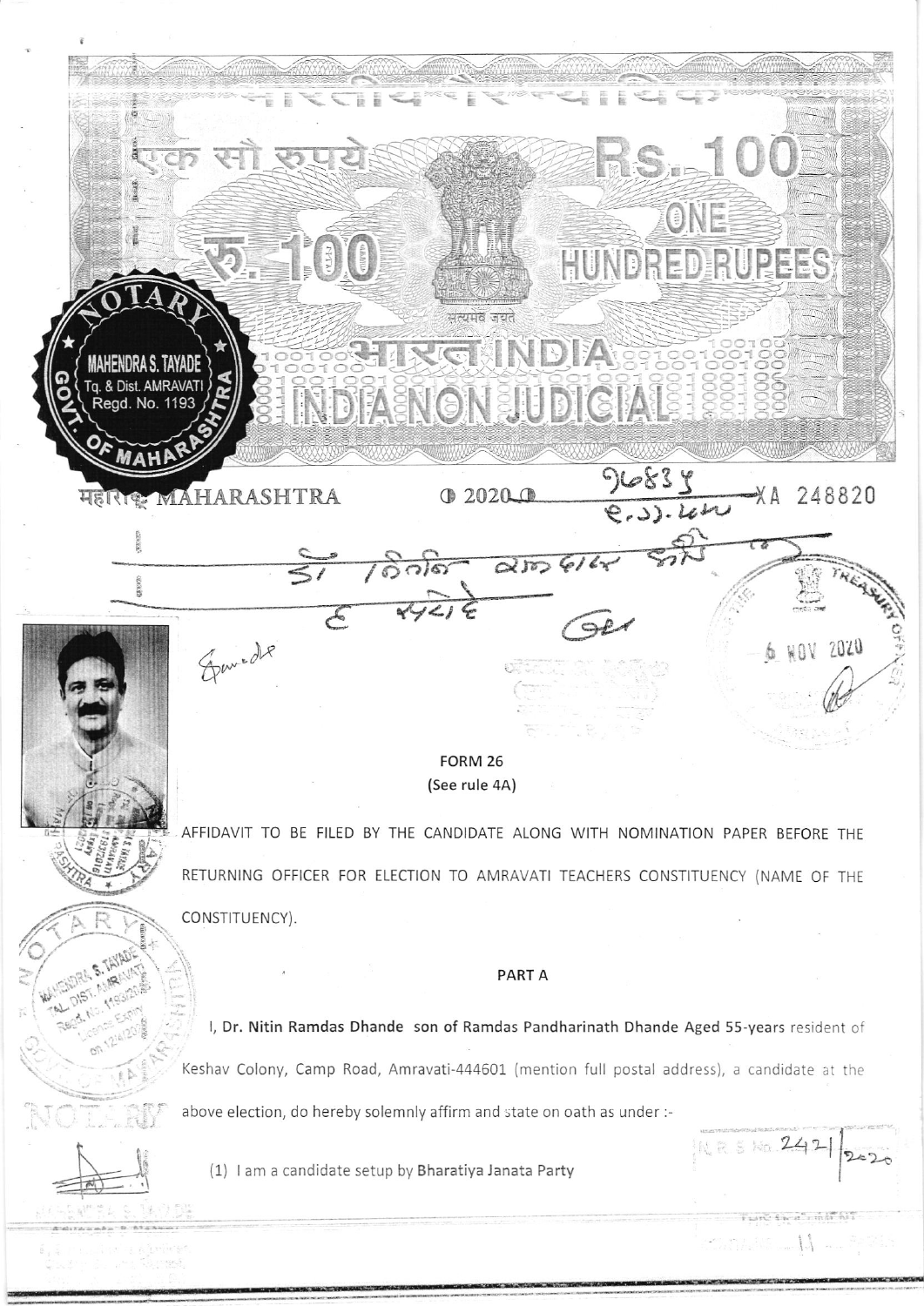एक सौ रुपये Rs. 100 ONE HUNDRED RUPEES

रु. 100

सत्यमेव जयते

भारत INDIA

INDIA NON JUDICIAL

महाराष्ट्र MAHARASHTRA 2020 XA 248820

NOTARY MAHENDRA S. TAYADE Tq. & Dist. AMRAVATI Regd. No. 1193 GOVT. OF MAHARASHTRA

6 NOV 2020

## FORM 26
(See rule 4A)

AFFIDAVIT TO BE FILED BY THE CANDIDATE ALONG WITH NOMINATION PAPER BEFORE THE RETURNING OFFICER FOR ELECTION TO AMRAVATI TEACHERS CONSTITUENCY (NAME OF THE CONSTITUENCY).

### PART A

I, **Dr. Nitin Ramdas Dhande** son of **Ramdas Pandharinath Dhande** Aged **55-years** resident of Keshav Colony, Camp Road, Amravati-444601 (mention full postal address), a candidate at the above election, do hereby solemnly affirm and state on oath as under :-

(1) I am a candidate setup by **Bharatiya Janata Party**

N.R.S. No. 242/2020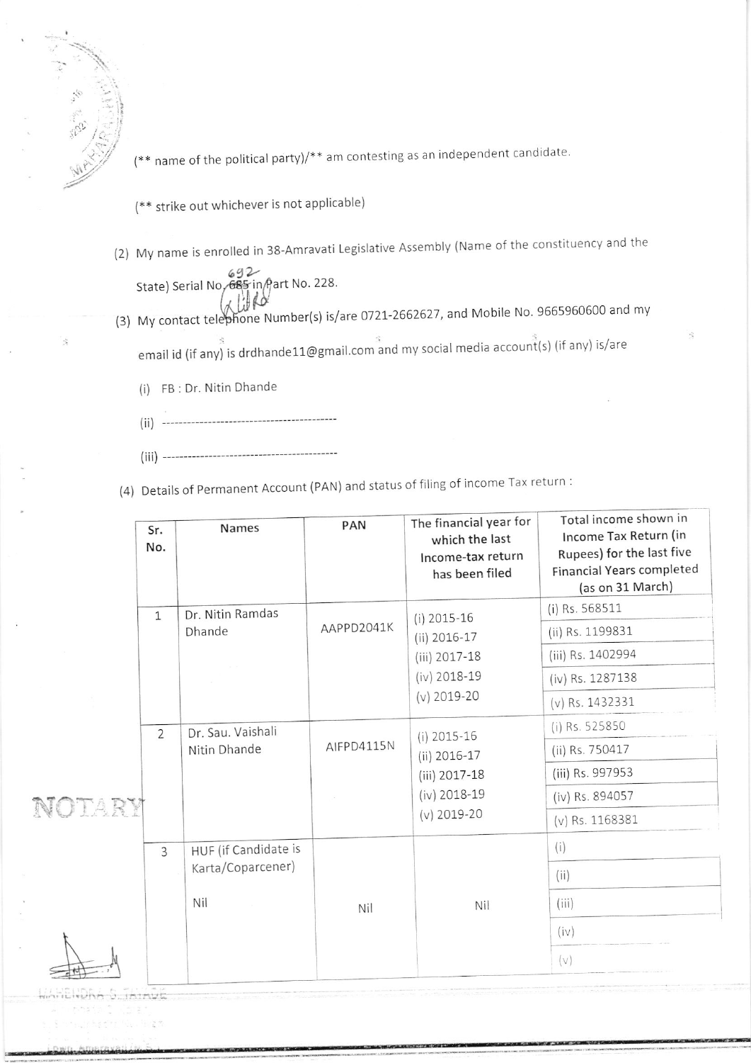(** name of the political party)/** am contesting as an independent candidate.

(** strike out whichever is not applicable)

(2) My name is enrolled in 38-Amravati Legislative Assembly (Name of the constituency and the State) Serial No. ~~685~~ 692 in Part No. 228.

(3) My contact telephone Number(s) is/are 0721-2662627, and Mobile No. 9665960600 and my email id (if any) is drdhande11@gmail.com and my social media account(s) (if any) is/are

   (i) FB : Dr. Nitin Dhande

   (ii) ------------------------------------------

   (iii) ------------------------------------------

(4) Details of Permanent Account (PAN) and status of filing of income Tax return :

| Sr. No. | Names | PAN | The financial year for which the last Income-tax return has been filed | Total income shown in Income Tax Return (in Rupees) for the last five Financial Years completed (as on 31 March) |
|---|---|---|---|---|
| 1 | Dr. Nitin Ramdas Dhande | AAPPD2041K | (i) 2015-16 | (i) Rs. 568511 |
| | | | (ii) 2016-17 | (ii) Rs. 1199831 |
| | | | (iii) 2017-18 | (iii) Rs. 1402994 |
| | | | (iv) 2018-19 | (iv) Rs. 1287138 |
| | | | (v) 2019-20 | (v) Rs. 1432331 |
| 2 | Dr. Sau. Vaishali Nitin Dhande | AIFPD4115N | (i) 2015-16 | (i) Rs. 525850 |
| | | | (ii) 2016-17 | (ii) Rs. 750417 |
| | | | (iii) 2017-18 | (iii) Rs. 997953 |
| | | | (iv) 2018-19 | (iv) Rs. 894057 |
| | | | (v) 2019-20 | (v) Rs. 1168381 |
| 3 | HUF (if Candidate is Karta/Coparcener) | | | (i) |
| | | | | (ii) |
| | Nil | Nil | Nil | (iii) |
| | | | | (iv) |
| | | | | (v) |

NOTARY